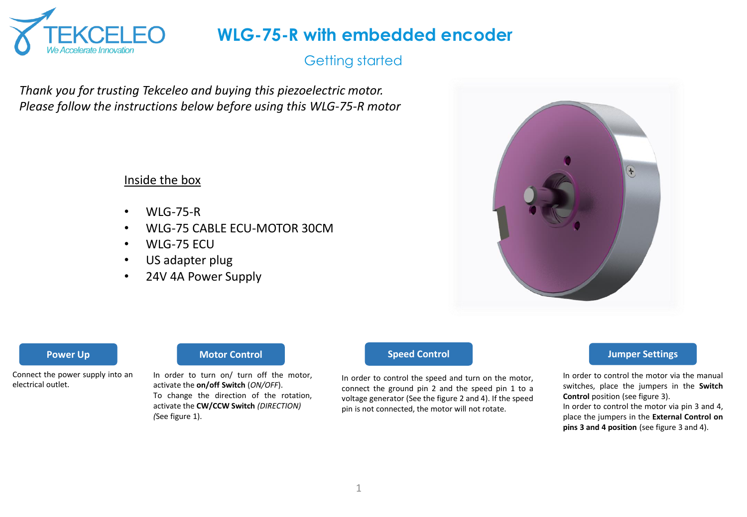# WLG-75-R with embedded encoder

## Getting started

*Thank you for trusting Tekceleo and buying this piezoelectric motor.*
*Please follow the instructions below before using this WLG-75-R motor*

### Inside the box

- WLG-75-R
- WLG-75 CABLE ECU-MOTOR 30CM
- WLG-75 ECU
- US adapter plug
- 24V 4A Power Supply

### Power Up

Connect the power supply into an electrical outlet.

### Motor Control

In order to turn on/ turn off the motor, activate the **on/off Switch** (*ON/OFF*).
To change the direction of the rotation, activate the **CW/CCW Switch** *(DIRECTION)* *(*See figure 1).

### Speed Control

In order to control the speed and turn on the motor, connect the ground pin 2 and the speed pin 1 to a voltage generator (See the figure 2 and 4). If the speed pin is not connected, the motor will not rotate.

### Jumper Settings

In order to control the motor via the manual switches, place the jumpers in the **Switch Control** position (see figure 3).
In order to control the motor via pin 3 and 4, place the jumpers in the **External Control on pins 3 and 4 position** (see figure 3 and 4).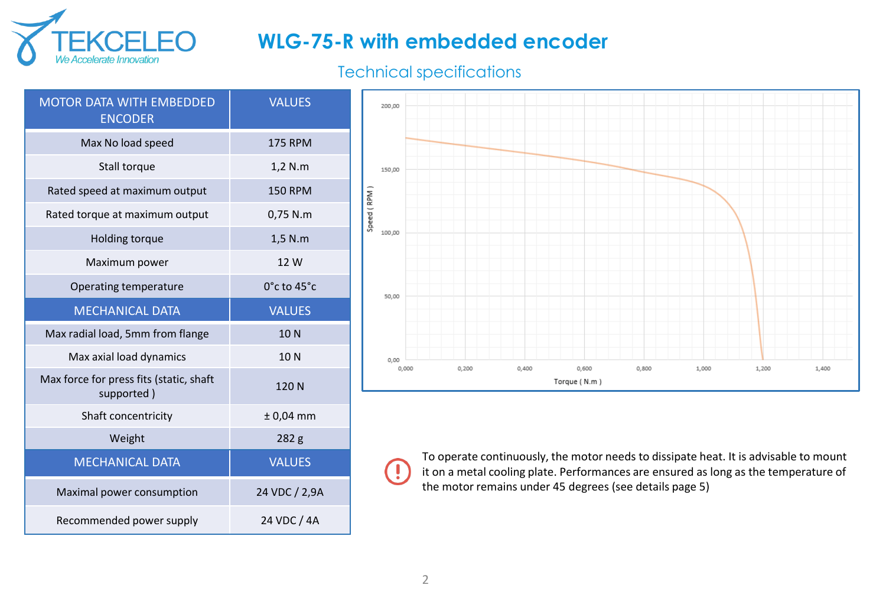# WLG-75-R with embedded encoder

## Technical specifications

| MOTOR DATA WITH EMBEDDED ENCODER | VALUES |
|---|---|
| Max No load speed | 175 RPM |
| Stall torque | 1,2 N.m |
| Rated speed at maximum output | 150 RPM |
| Rated torque at maximum output | 0,75 N.m |
| Holding torque | 1,5 N.m |
| Maximum power | 12 W |
| Operating temperature | 0°c to 45°c |
| **MECHANICAL DATA** | **VALUES** |
| Max radial load, 5mm from flange | 10 N |
| Max axial load dynamics | 10 N |
| Max force for press fits (static, shaft supported ) | 120 N |
| Shaft concentricity | ± 0,04 mm |
| Weight | 282 g |
| **MECHANICAL DATA** | **VALUES** |
| Maximal power consumption | 24 VDC / 2,9A |
| Recommended power supply | 24 VDC / 4A |

Speed ( RPM ) vs. Torque ( N.m )

To operate continuously, the motor needs to dissipate heat. It is advisable to mount it on a metal cooling plate. Performances are ensured as long as the temperature of the motor remains under 45 degrees (see details page 5)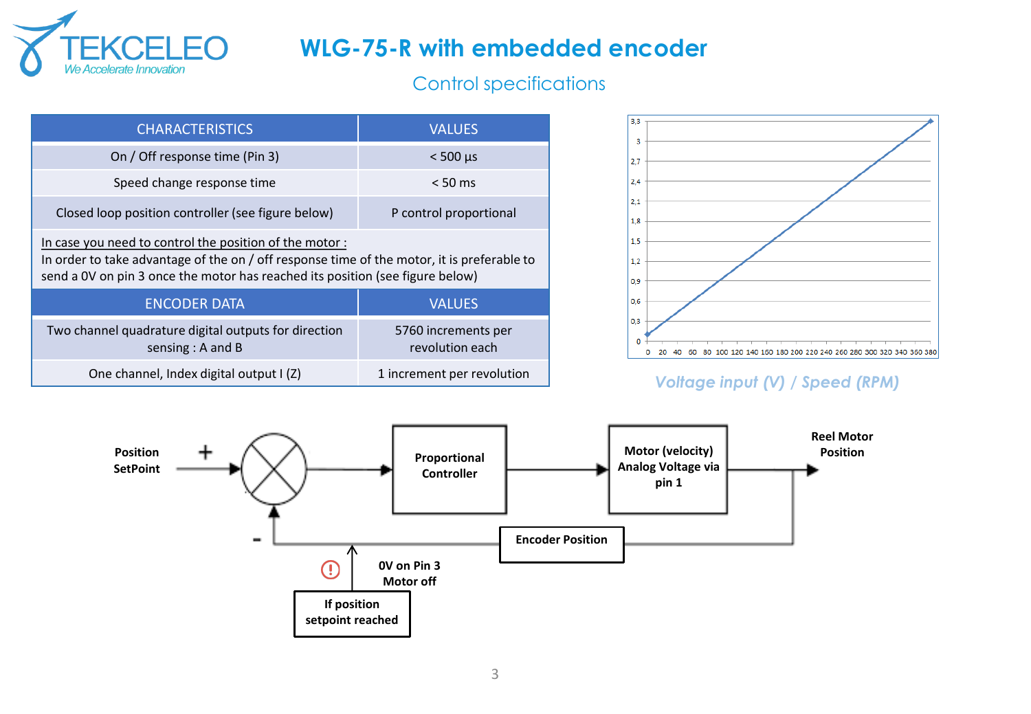# WLG-75-R with embedded encoder

## Control specifications

| CHARACTERISTICS | VALUES |
|---|---|
| On / Off response time (Pin 3) | < 500 µs |
| Speed change response time | < 50 ms |
| Closed loop position controller (see figure below) | P control proportional |

In case you need to control the position of the motor :
In order to take advantage of the on / off response time of the motor, it is preferable to send a 0V on pin 3 once the motor has reached its position (see figure below)

| ENCODER DATA | VALUES |
|---|---|
| Two channel quadrature digital outputs for direction sensing : A and B | 5760 increments per revolution each |
| One channel, Index digital output I (Z) | 1 increment per revolution |

*Voltage input (V) / Speed (RPM)*

Position SetPoint (+) → Proportional Controller → Motor (velocity) Analog Voltage via pin 1 → Reel Motor Position

Encoder Position (–) feedback

If position setpoint reached: 0V on Pin 3 Motor off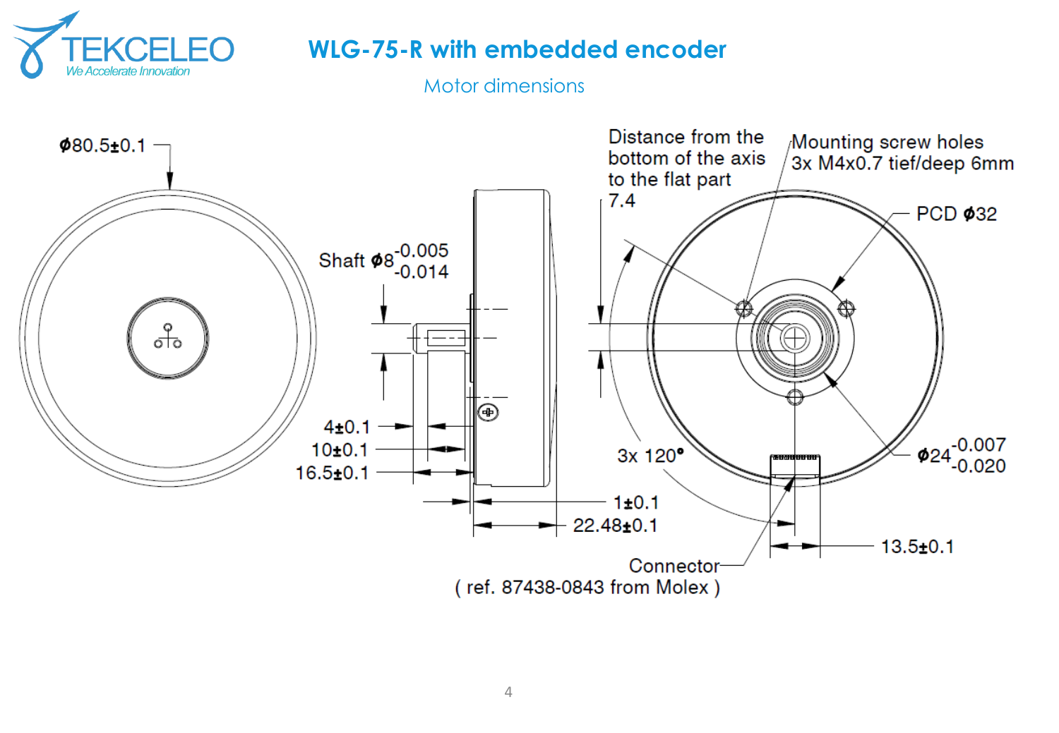# WLG-75-R with embedded encoder

## Motor dimensions

$\phi$80.5±0.1

Shaft $\phi 8^{-0.005}_{-0.014}$

4±0.1

10±0.1

16.5±0.1

1±0.1

22.48±0.1

Distance from the bottom of the axis to the flat part 7.4

Mounting screw holes 3x M4x0.7 tief/deep 6mm

PCD $\phi$32

3x 120°

$\phi 24^{-0.007}_{-0.020}$

13.5±0.1

Connector ( ref. 87438-0843 from Molex )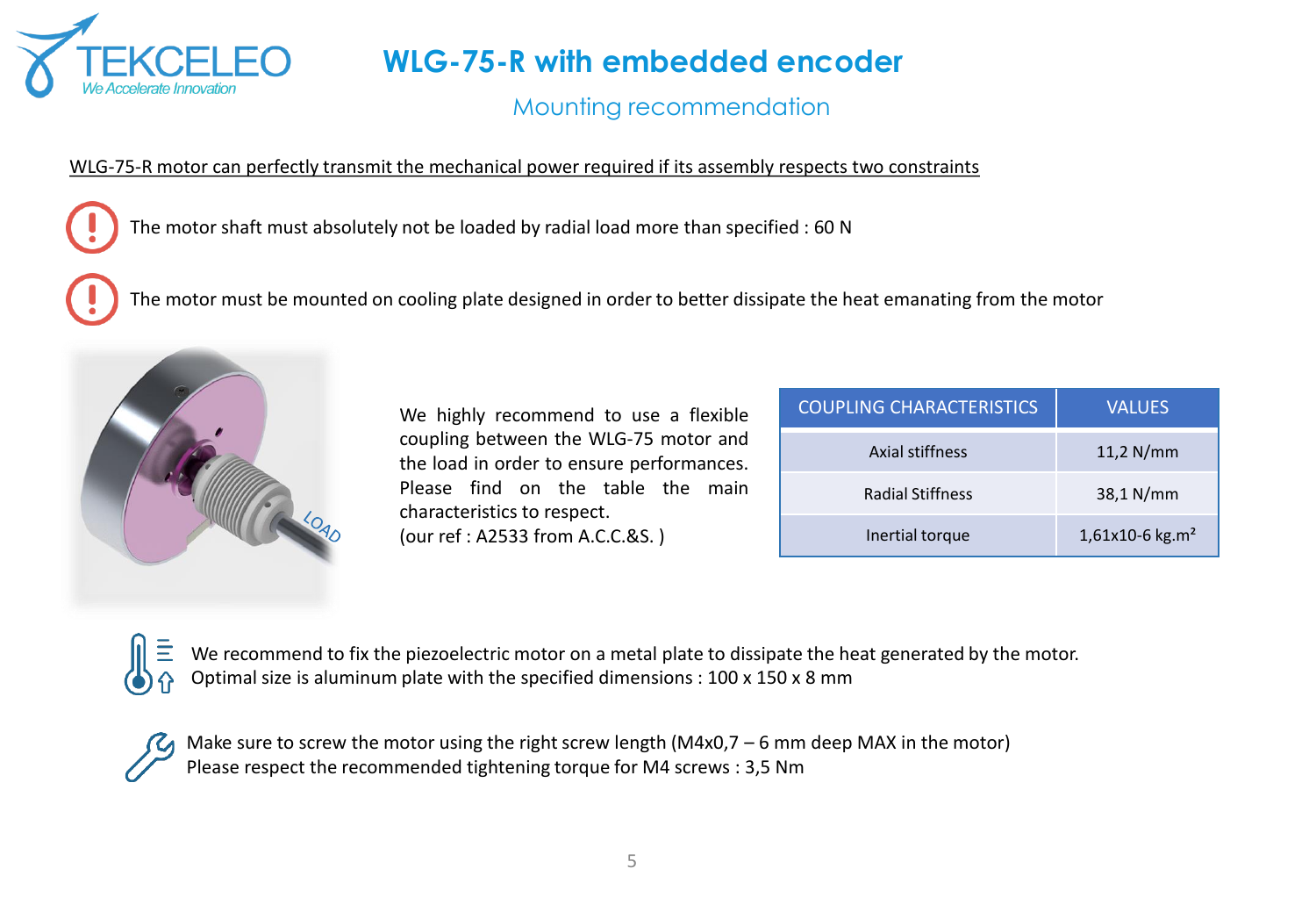# WLG-75-R with embedded encoder

## Mounting recommendation

WLG-75-R motor can perfectly transmit the mechanical power required if its assembly respects two constraints

The motor shaft must absolutely not be loaded by radial load more than specified : 60 N

The motor must be mounted on cooling plate designed in order to better dissipate the heat emanating from the motor

We highly recommend to use a flexible coupling between the WLG-75 motor and the load in order to ensure performances. Please find on the table the main characteristics to respect.
(our ref : A2533 from A.C.C.&S. )

| COUPLING CHARACTERISTICS | VALUES |
|---|---|
| Axial stiffness | 11,2 N/mm |
| Radial Stiffness | 38,1 N/mm |
| Inertial torque | 1,61x10-6 kg.m² |

We recommend to fix the piezoelectric motor on a metal plate to dissipate the heat generated by the motor.
Optimal size is aluminum plate with the specified dimensions : 100 x 150 x 8 mm

Make sure to screw the motor using the right screw length (M4x0,7 – 6 mm deep MAX in the motor)
Please respect the recommended tightening torque for M4 screws : 3,5 Nm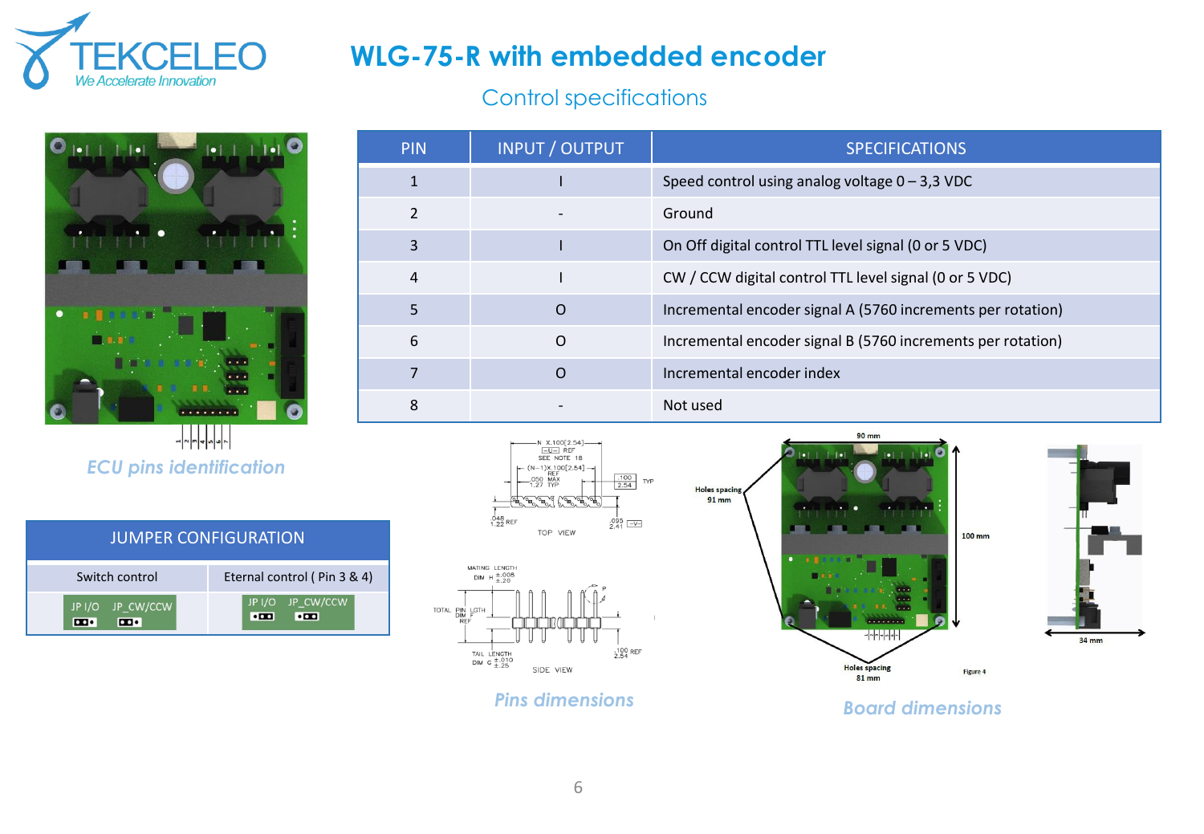# WLG-75-R with embedded encoder

## Control specifications

| PIN | INPUT / OUTPUT | SPECIFICATIONS |
|---|---|---|
| 1 | I | Speed control using analog voltage 0 – 3,3 VDC |
| 2 | - | Ground |
| 3 | I | On Off digital control TTL level signal (0 or 5 VDC) |
| 4 | I | CW / CCW digital control TTL level signal (0 or 5 VDC) |
| 5 | O | Incremental encoder signal A (5760 increments per rotation) |
| 6 | O | Incremental encoder signal B (5760 increments per rotation) |
| 7 | O | Incremental encoder index |
| 8 | - | Not used |

*ECU pins identification*

| JUMPER CONFIGURATION | |
|---|---|
| Switch control | Eternal control ( Pin 3 & 4) |
| JP I/O JP_CW/CCW | JP I/O JP_CW/CCW |

*Pins dimensions*

*Board dimensions*

90 mm

100 mm

Holes spacing 91 mm

Holes spacing 81 mm

34 mm

Figure 4